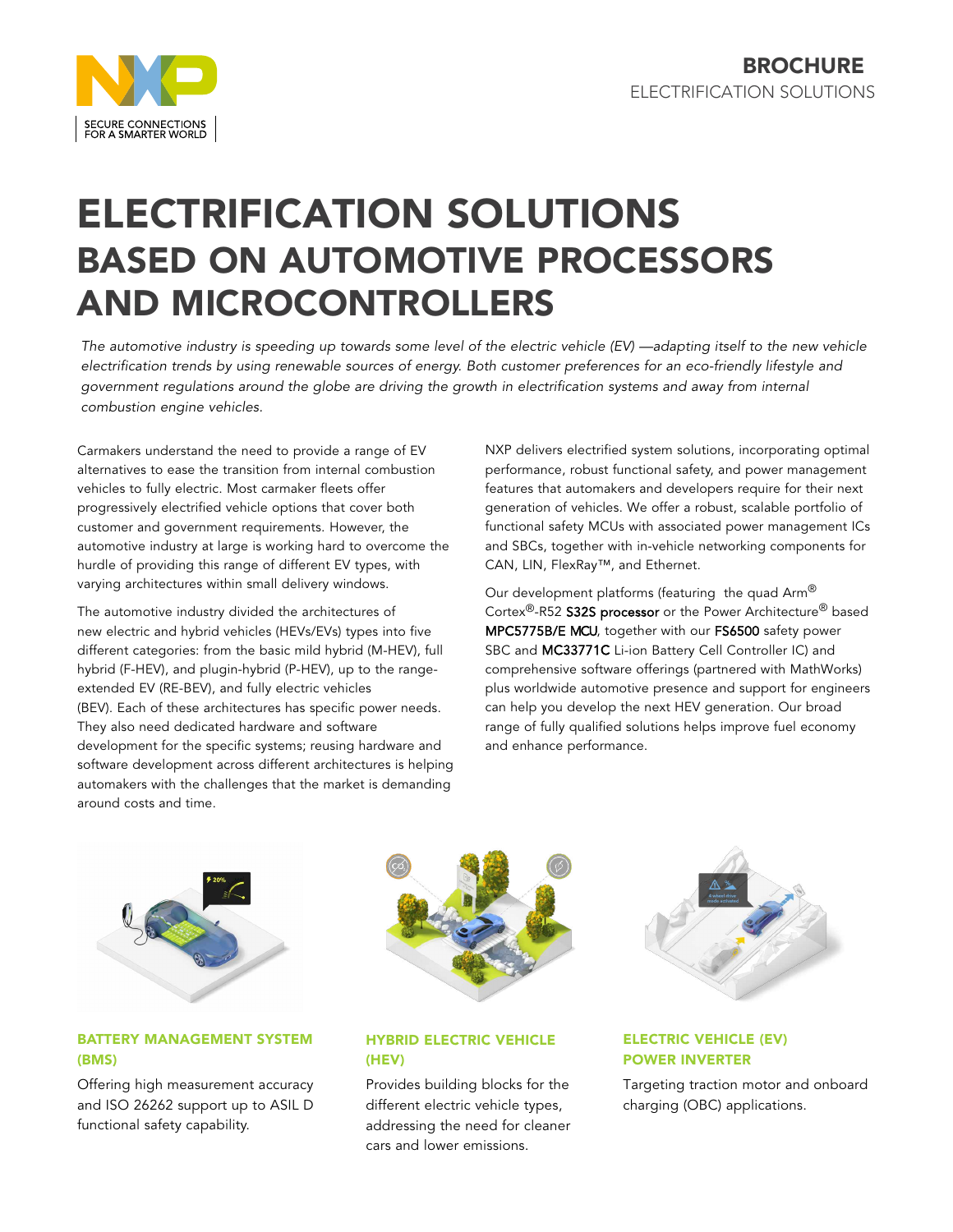BROCHURE
ELECTRIFICATION SOLUTIONS

# ELECTRIFICATION SOLUTIONS
## BASED ON AUTOMOTIVE PROCESSORS AND MICROCONTROLLERS

*The automotive industry is speeding up towards some level of the electric vehicle (EV) —adapting itself to the new vehicle electrification trends by using renewable sources of energy. Both customer preferences for an eco-friendly lifestyle and government regulations around the globe are driving the growth in electrification systems and away from internal combustion engine vehicles.*

Carmakers understand the need to provide a range of EV alternatives to ease the transition from internal combustion vehicles to fully electric. Most carmaker fleets offer progressively electrified vehicle options that cover both customer and government requirements. However, the automotive industry at large is working hard to overcome the hurdle of providing this range of different EV types, with varying architectures within small delivery windows.

The automotive industry divided the architectures of new electric and hybrid vehicles (HEVs/EVs) types into five different categories: from the basic mild hybrid (M-HEV), full hybrid (F-HEV), and plugin-hybrid (P-HEV), up to the range-extended EV (RE-BEV), and fully electric vehicles (BEV). Each of these architectures has specific power needs. They also need dedicated hardware and software development for the specific systems; reusing hardware and software development across different architectures is helping automakers with the challenges that the market is demanding around costs and time.

NXP delivers electrified system solutions, incorporating optimal performance, robust functional safety, and power management features that automakers and developers require for their next generation of vehicles. We offer a robust, scalable portfolio of functional safety MCUs with associated power management ICs and SBCs, together with in-vehicle networking components for CAN, LIN, FlexRay™, and Ethernet.

Our development platforms (featuring the quad Arm® Cortex®-R52 S32S processor or the Power Architecture® based MPC5775B/E MCU, together with our FS6500 safety power SBC and MC33771C Li-ion Battery Cell Controller IC) and comprehensive software offerings (partnered with MathWorks) plus worldwide automotive presence and support for engineers can help you develop the next HEV generation. Our broad range of fully qualified solutions helps improve fuel economy and enhance performance.

### BATTERY MANAGEMENT SYSTEM (BMS)

Offering high measurement accuracy and ISO 26262 support up to ASIL D functional safety capability.

### HYBRID ELECTRIC VEHICLE (HEV)

Provides building blocks for the different electric vehicle types, addressing the need for cleaner cars and lower emissions.

### ELECTRIC VEHICLE (EV) POWER INVERTER

Targeting traction motor and onboard charging (OBC) applications.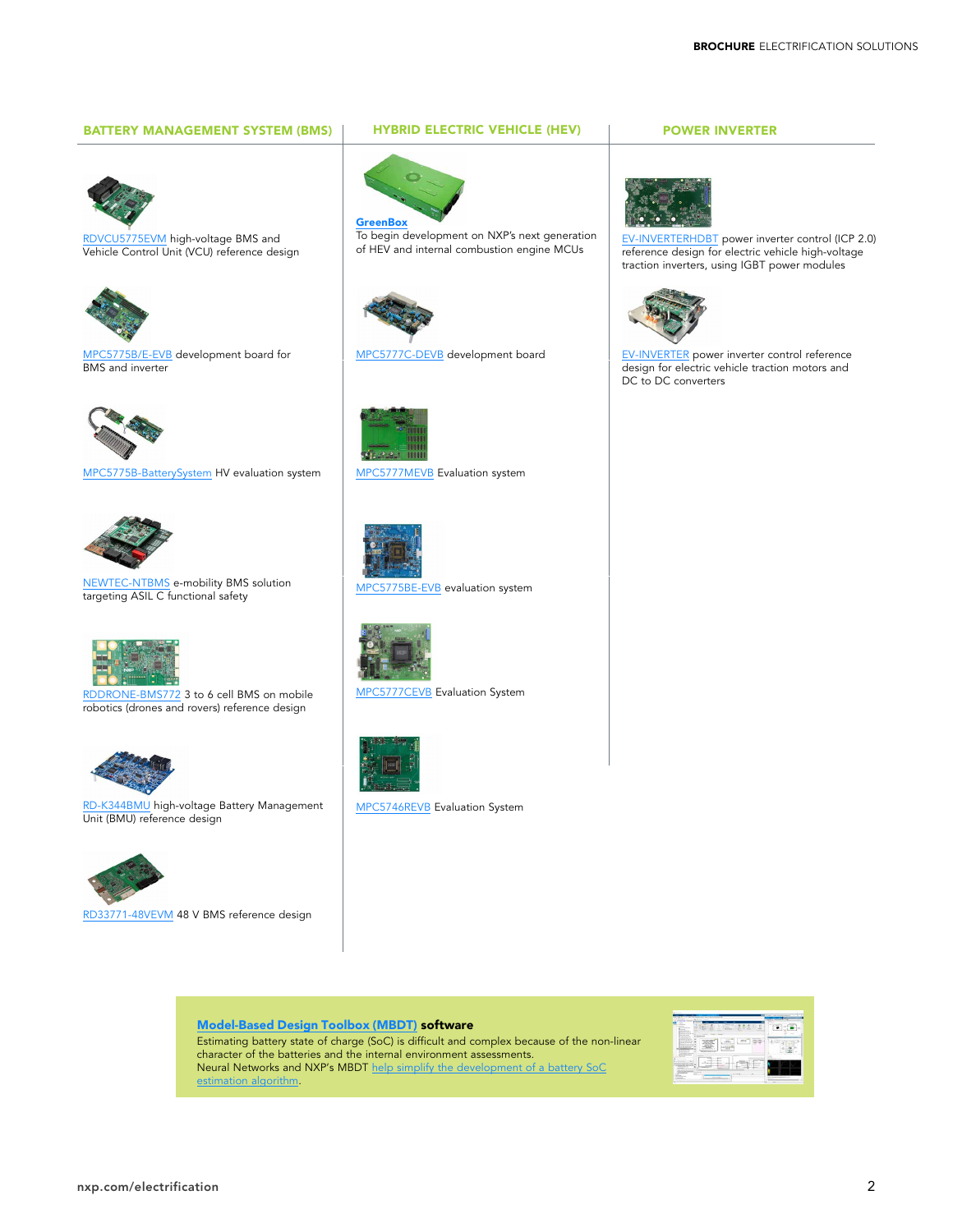## BATTERY MANAGEMENT SYSTEM (BMS)

RDVCU5775EVM high-voltage BMS and Vehicle Control Unit (VCU) reference design

MPC5775B/E-EVB development board for BMS and inverter

MPC5775B-BatterySystem HV evaluation system

NEWTEC-NTBMS e-mobility BMS solution targeting ASIL C functional safety

RDDRONE-BMS772 3 to 6 cell BMS on mobile robotics (drones and rovers) reference design

RD-K344BMU high-voltage Battery Management Unit (BMU) reference design

RD33771-48VEVM 48 V BMS reference design

## HYBRID ELECTRIC VEHICLE (HEV)

**GreenBox**
To begin development on NXP's next generation of HEV and internal combustion engine MCUs

MPC5777C-DEVB development board

MPC5777MEVB Evaluation system

MPC5775BE-EVB evaluation system

MPC5777CEVB Evaluation System

MPC5746REVB Evaluation System

## POWER INVERTER

EV-INVERTERHDBT power inverter control (ICP 2.0) reference design for electric vehicle high-voltage traction inverters, using IGBT power modules

EV-INVERTER power inverter control reference design for electric vehicle traction motors and DC to DC converters

---

**Model-Based Design Toolbox (MBDT) software**

Estimating battery state of charge (SoC) is difficult and complex because of the non-linear character of the batteries and the internal environment assessments.
Neural Networks and NXP's MBDT help simplify the development of a battery SoC estimation algorithm.

nxp.com/electrification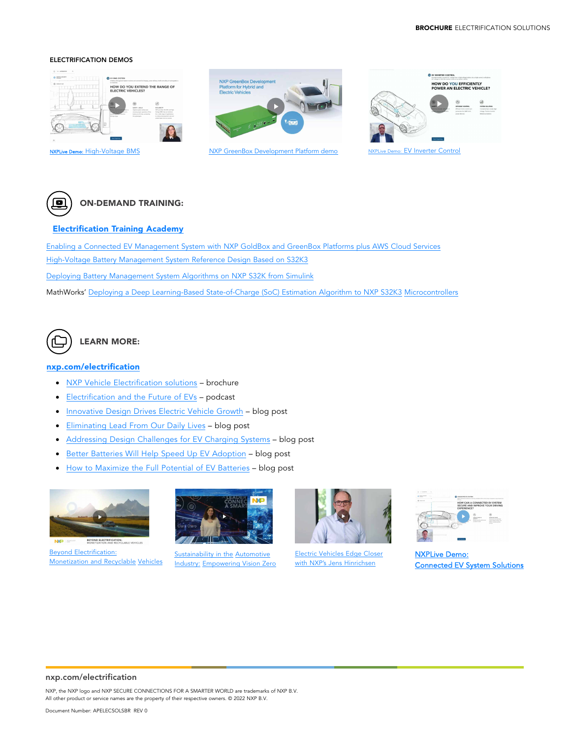### ELECTRIFICATION DEMOS

NXPLive Demo: High-Voltage BMS

NXP GreenBox Development Platform demo

NXPLive Demo: EV Inverter Control

## ON-DEMAND TRAINING:

**Electrification Training Academy**

Enabling a Connected EV Management System with NXP GoldBox and GreenBox Platforms plus AWS Cloud Services

High-Voltage Battery Management System Reference Design Based on S32K3

Deploying Battery Management System Algorithms on NXP S32K from Simulink

MathWorks' Deploying a Deep Learning-Based State-of-Charge (SoC) Estimation Algorithm to NXP S32K3 Microcontrollers

## LEARN MORE:

**nxp.com/electrification**

- NXP Vehicle Electrification solutions – brochure
- Electrification and the Future of EVs – podcast
- Innovative Design Drives Electric Vehicle Growth – blog post
- Eliminating Lead From Our Daily Lives – blog post
- Addressing Design Challenges for EV Charging Systems – blog post
- Better Batteries Will Help Speed Up EV Adoption – blog post
- How to Maximize the Full Potential of EV Batteries – blog post

Beyond Electrification: Monetization and Recyclable Vehicles

Sustainability in the Automotive Industry: Empowering Vision Zero

Electric Vehicles Edge Closer with NXP's Jens Hinrichsen

NXPLive Demo: Connected EV System Solutions

nxp.com/electrification

NXP, the NXP logo and NXP SECURE CONNECTIONS FOR A SMARTER WORLD are trademarks of NXP B.V. All other product or service names are the property of their respective owners. © 2022 NXP B.V.

Document Number: APELECSOLSBR REV 0